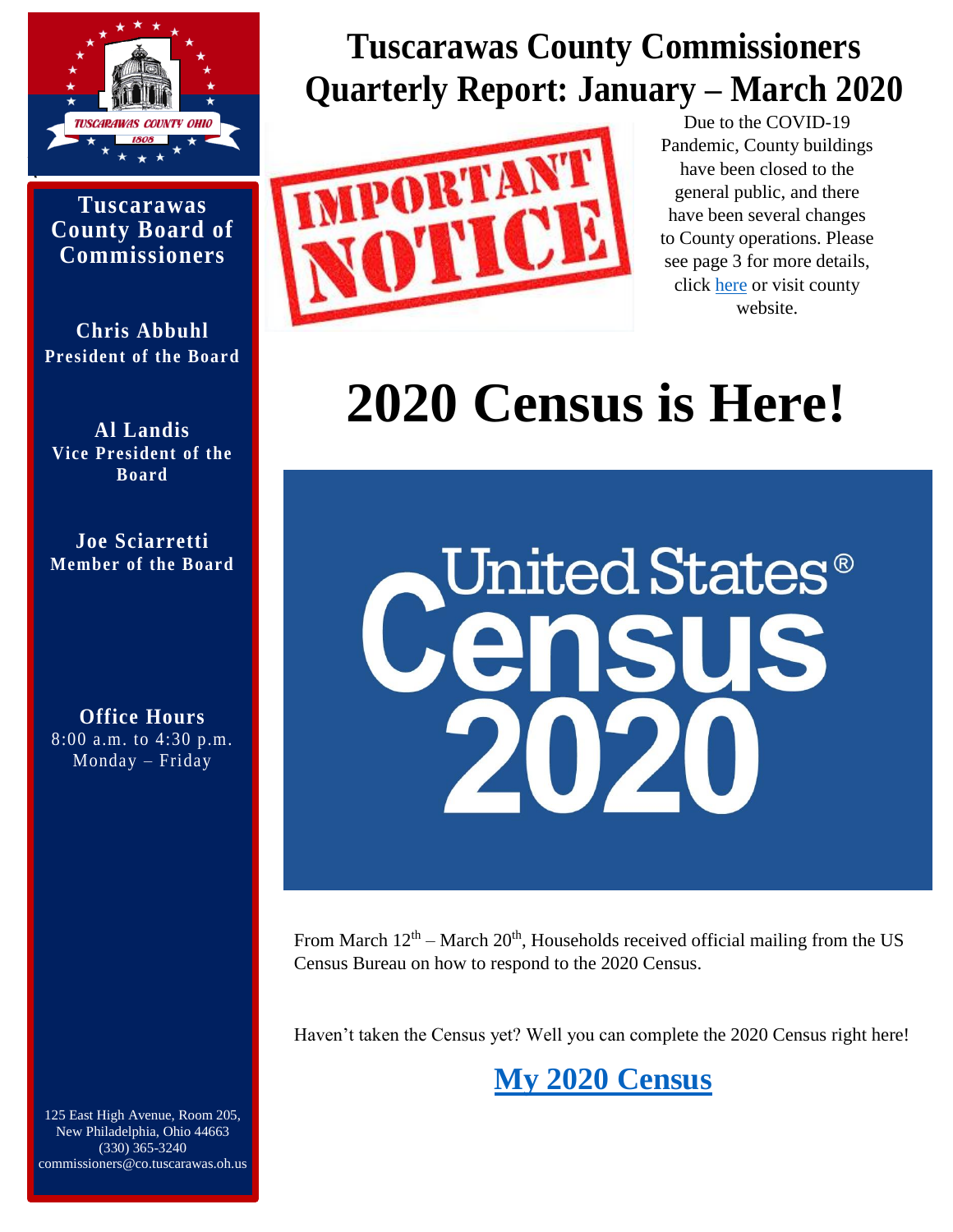# Tuscarawas County Commissioners Quarterly Report: January – March 2020

**Tuscarawas County Board of Commissioners**

**Chris Abbuhl**
**President of the Board**

**Al Landis**
**Vice President of the Board**

**Joe Sciarretti**
**Member of the Board**

**Office Hours**
8:00 a.m. to 4:30 p.m.
Monday – Friday

125 East High Avenue, Room 205,
New Philadelphia, Ohio 44663
(330) 365-3240
commissioners@co.tuscarawas.oh.us

**IMPORTANT NOTICE**

Due to the COVID-19 Pandemic, County buildings have been closed to the general public, and there have been several changes to County operations. Please see page 3 for more details, click here or visit county website.

# 2020 Census is Here!

United States Census 2020

From March 12th – March 20th, Households received official mailing from the US Census Bureau on how to respond to the 2020 Census.

Haven't taken the Census yet? Well you can complete the 2020 Census right here!

## My 2020 Census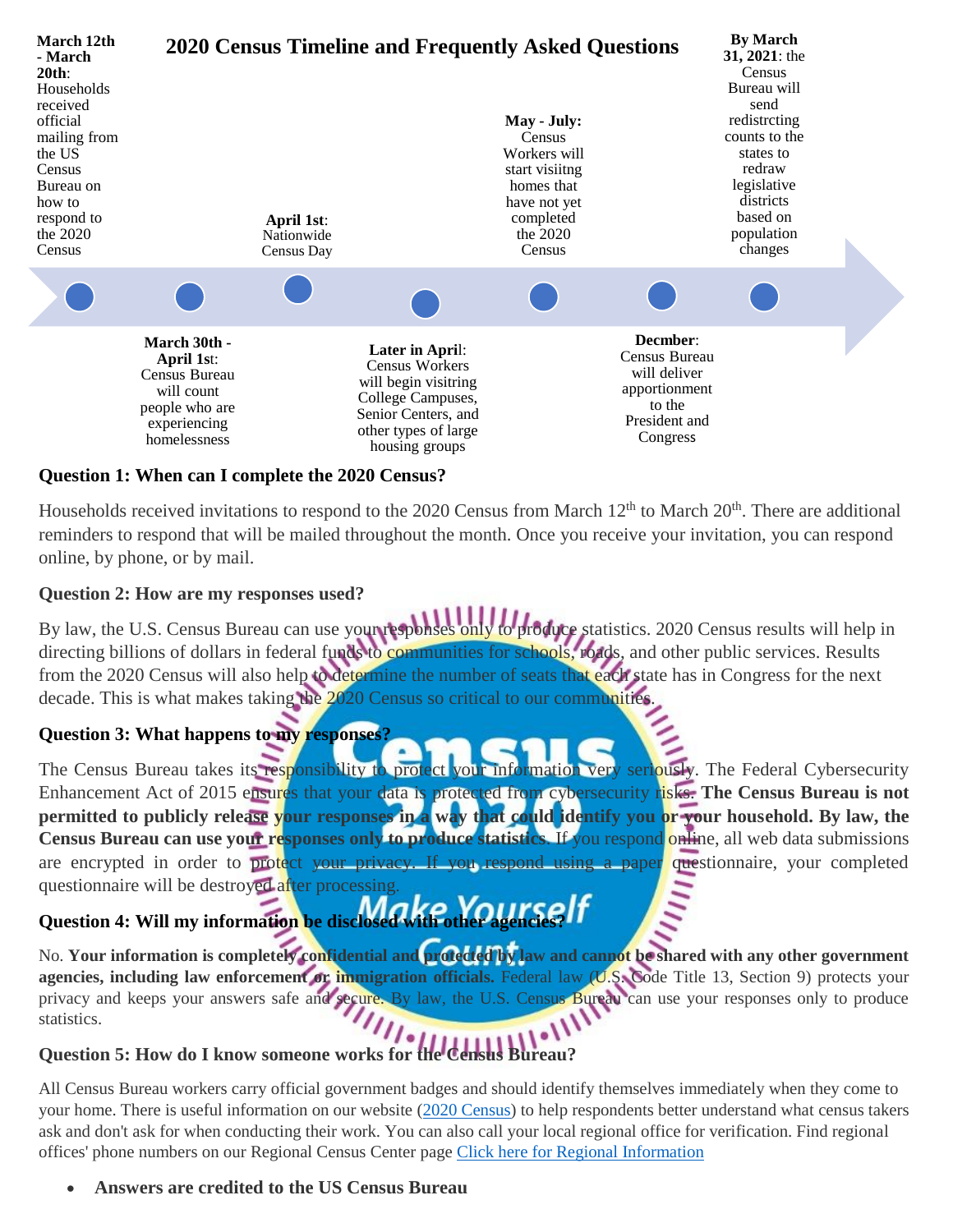# 2020 Census Timeline and Frequently Asked Questions

**March 12th - March 20th**: Households received official mailing from the US Census Bureau on how to respond to the 2020 Census

**March 30th - April 1st**: Census Bureau will count people who are experiencing homelessness

**April 1st**: Nationwide Census Day

**Later in April**: Census Workers will begin visitring College Campuses, Senior Centers, and other types of large housing groups

**May - July:** Census Workers will start visiitng homes that have not yet completed the 2020 Census

**Decmber**: Census Bureau will deliver apportionment to the President and Congress

**By March 31, 2021**: the Census Bureau will send redistrcting counts to the states to redraw legislative districts based on population changes

**Question 1: When can I complete the 2020 Census?**

Households received invitations to respond to the 2020 Census from March 12th to March 20th. There are additional reminders to respond that will be mailed throughout the month. Once you receive your invitation, you can respond online, by phone, or by mail.

**Question 2: How are my responses used?**

By law, the U.S. Census Bureau can use your responses only to produce statistics. 2020 Census results will help in directing billions of dollars in federal funds to communities for schools, roads, and other public services. Results from the 2020 Census will also help to determine the number of seats that each state has in Congress for the next decade. This is what makes taking the 2020 Census so critical to our communities.

**Question 3: What happens to my responses?**

The Census Bureau takes its responsibility to protect your information very seriously. The Federal Cybersecurity Enhancement Act of 2015 ensures that your data is protected from cybersecurity risks. **The Census Bureau is not permitted to publicly release your responses in a way that could identify you or your household. By law, the Census Bureau can use your responses only to produce statistics**. If you respond online, all web data submissions are encrypted in order to protect your privacy. If you respond using a paper questionnaire, your completed questionnaire will be destroyed after processing.

**Question 4: Will my information be disclosed with other agencies?**

No. **Your information is completely confidential and protected by law and cannot be shared with any other government agencies, including law enforcement or immigration officials.** Federal law (U.S. Code Title 13, Section 9) protects your privacy and keeps your answers safe and secure. By law, the U.S. Census Bureau can use your responses only to produce statistics.

**Question 5: How do I know someone works for the Census Bureau?**

All Census Bureau workers carry official government badges and should identify themselves immediately when they come to your home. There is useful information on our website (2020 Census) to help respondents better understand what census takers ask and don't ask for when conducting their work. You can also call your local regional office for verification. Find regional offices' phone numbers on our Regional Census Center page Click here for Regional Information

- **Answers are credited to the US Census Bureau**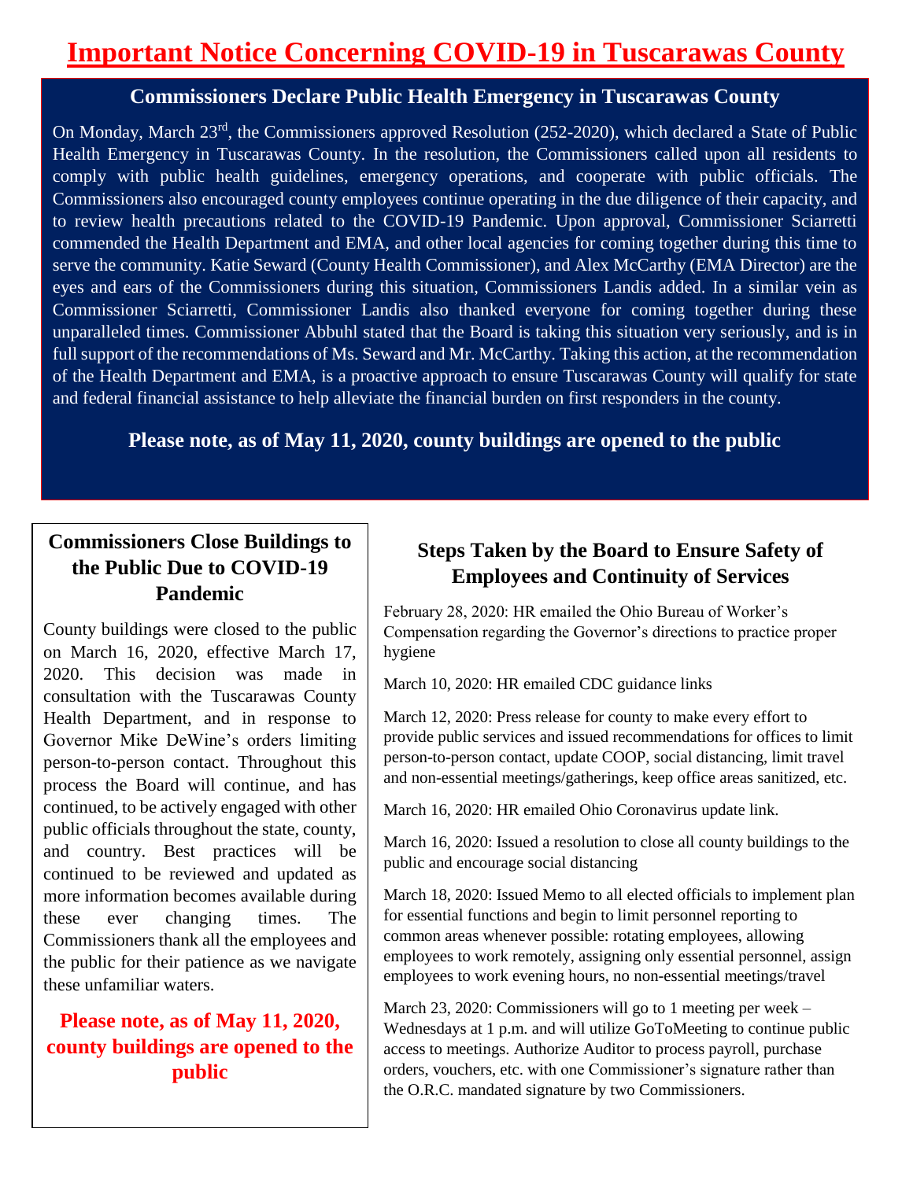# Important Notice Concerning COVID-19 in Tuscarawas County

## Commissioners Declare Public Health Emergency in Tuscarawas County

On Monday, March 23rd, the Commissioners approved Resolution (252-2020), which declared a State of Public Health Emergency in Tuscarawas County. In the resolution, the Commissioners called upon all residents to comply with public health guidelines, emergency operations, and cooperate with public officials. The Commissioners also encouraged county employees continue operating in the due diligence of their capacity, and to review health precautions related to the COVID-19 Pandemic. Upon approval, Commissioner Sciarretti commended the Health Department and EMA, and other local agencies for coming together during this time to serve the community. Katie Seward (County Health Commissioner), and Alex McCarthy (EMA Director) are the eyes and ears of the Commissioners during this situation, Commissioners Landis added. In a similar vein as Commissioner Sciarretti, Commissioner Landis also thanked everyone for coming together during these unparalleled times. Commissioner Abbuhl stated that the Board is taking this situation very seriously, and is in full support of the recommendations of Ms. Seward and Mr. McCarthy. Taking this action, at the recommendation of the Health Department and EMA, is a proactive approach to ensure Tuscarawas County will qualify for state and federal financial assistance to help alleviate the financial burden on first responders in the county.

**Please note, as of May 11, 2020, county buildings are opened to the public**

## Commissioners Close Buildings to the Public Due to COVID-19 Pandemic

County buildings were closed to the public on March 16, 2020, effective March 17, 2020. This decision was made in consultation with the Tuscarawas County Health Department, and in response to Governor Mike DeWine's orders limiting person-to-person contact. Throughout this process the Board will continue, and has continued, to be actively engaged with other public officials throughout the state, county, and country. Best practices will be continued to be reviewed and updated as more information becomes available during these ever changing times. The Commissioners thank all the employees and the public for their patience as we navigate these unfamiliar waters.

**Please note, as of May 11, 2020, county buildings are opened to the public**

## Steps Taken by the Board to Ensure Safety of Employees and Continuity of Services

February 28, 2020: HR emailed the Ohio Bureau of Worker's Compensation regarding the Governor's directions to practice proper hygiene

March 10, 2020: HR emailed CDC guidance links

March 12, 2020: Press release for county to make every effort to provide public services and issued recommendations for offices to limit person-to-person contact, update COOP, social distancing, limit travel and non-essential meetings/gatherings, keep office areas sanitized, etc.

March 16, 2020: HR emailed Ohio Coronavirus update link.

March 16, 2020: Issued a resolution to close all county buildings to the public and encourage social distancing

March 18, 2020: Issued Memo to all elected officials to implement plan for essential functions and begin to limit personnel reporting to common areas whenever possible: rotating employees, allowing employees to work remotely, assigning only essential personnel, assign employees to work evening hours, no non-essential meetings/travel

March 23, 2020: Commissioners will go to 1 meeting per week – Wednesdays at 1 p.m. and will utilize GoToMeeting to continue public access to meetings. Authorize Auditor to process payroll, purchase orders, vouchers, etc. with one Commissioner's signature rather than the O.R.C. mandated signature by two Commissioners.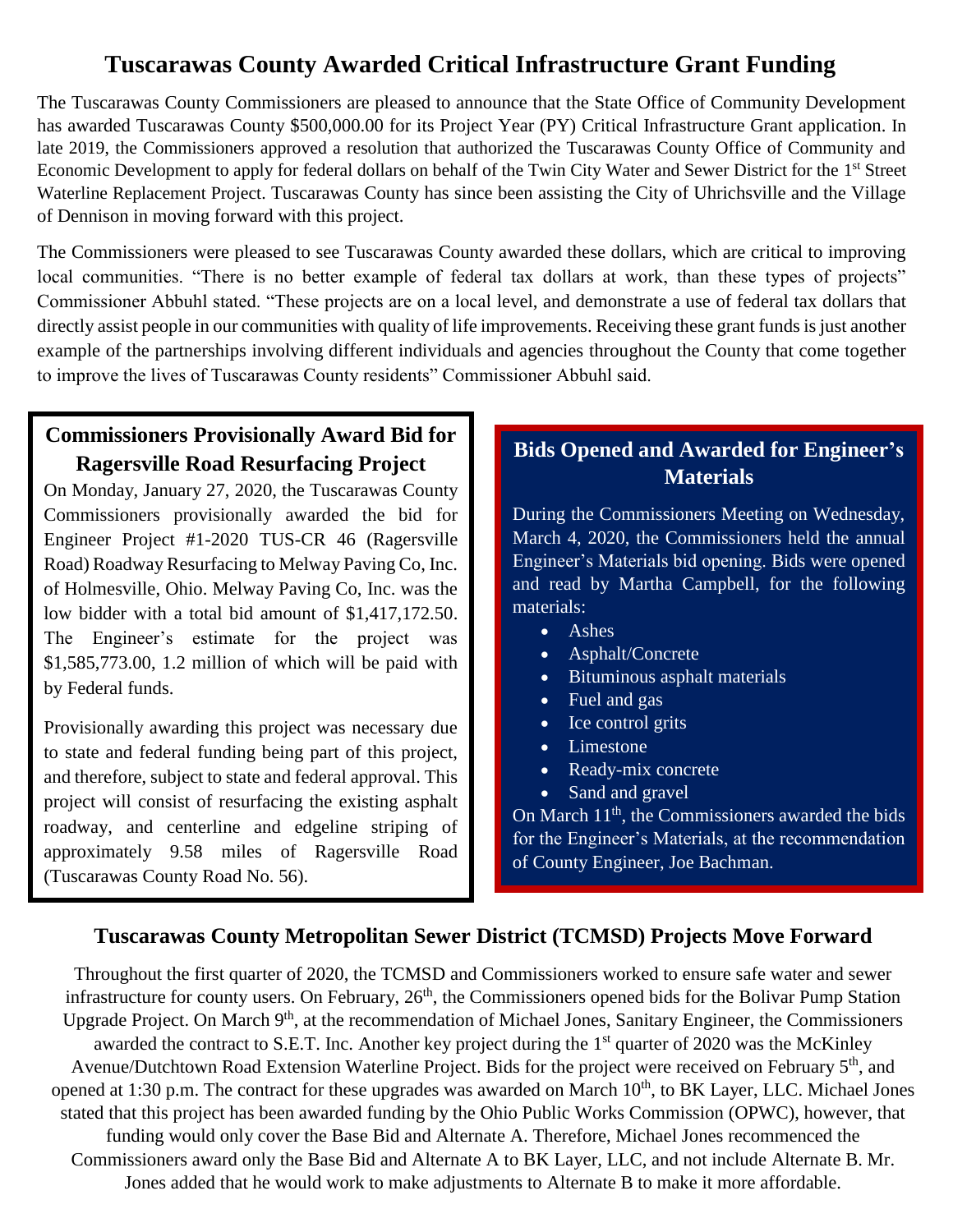# Tuscarawas County Awarded Critical Infrastructure Grant Funding

The Tuscarawas County Commissioners are pleased to announce that the State Office of Community Development has awarded Tuscarawas County $500,000.00 for its Project Year (PY) Critical Infrastructure Grant application. In late 2019, the Commissioners approved a resolution that authorized the Tuscarawas County Office of Community and Economic Development to apply for federal dollars on behalf of the Twin City Water and Sewer District for the 1st Street Waterline Replacement Project. Tuscarawas County has since been assisting the City of Uhrichsville and the Village of Dennison in moving forward with this project.

The Commissioners were pleased to see Tuscarawas County awarded these dollars, which are critical to improving local communities. "There is no better example of federal tax dollars at work, than these types of projects" Commissioner Abbuhl stated. "These projects are on a local level, and demonstrate a use of federal tax dollars that directly assist people in our communities with quality of life improvements. Receiving these grant funds is just another example of the partnerships involving different individuals and agencies throughout the County that come together to improve the lives of Tuscarawas County residents" Commissioner Abbuhl said.

## Commissioners Provisionally Award Bid for Ragersville Road Resurfacing Project

On Monday, January 27, 2020, the Tuscarawas County Commissioners provisionally awarded the bid for Engineer Project #1-2020 TUS-CR 46 (Ragersville Road) Roadway Resurfacing to Melway Paving Co, Inc. of Holmesville, Ohio. Melway Paving Co, Inc. was the low bidder with a total bid amount of $1,417,172.50. The Engineer's estimate for the project was $1,585,773.00, 1.2 million of which will be paid with by Federal funds.

Provisionally awarding this project was necessary due to state and federal funding being part of this project, and therefore, subject to state and federal approval. This project will consist of resurfacing the existing asphalt roadway, and centerline and edgeline striping of approximately 9.58 miles of Ragersville Road (Tuscarawas County Road No. 56).

## Bids Opened and Awarded for Engineer's Materials

During the Commissioners Meeting on Wednesday, March 4, 2020, the Commissioners held the annual Engineer's Materials bid opening. Bids were opened and read by Martha Campbell, for the following materials:

- Ashes
- Asphalt/Concrete
- Bituminous asphalt materials
- Fuel and gas
- Ice control grits
- Limestone
- Ready-mix concrete
- Sand and gravel

On March 11th, the Commissioners awarded the bids for the Engineer's Materials, at the recommendation of County Engineer, Joe Bachman.

## Tuscarawas County Metropolitan Sewer District (TCMSD) Projects Move Forward

Throughout the first quarter of 2020, the TCMSD and Commissioners worked to ensure safe water and sewer infrastructure for county users. On February, 26th, the Commissioners opened bids for the Bolivar Pump Station Upgrade Project. On March 9th, at the recommendation of Michael Jones, Sanitary Engineer, the Commissioners awarded the contract to S.E.T. Inc. Another key project during the 1st quarter of 2020 was the McKinley Avenue/Dutchtown Road Extension Waterline Project. Bids for the project were received on February 5th, and opened at 1:30 p.m. The contract for these upgrades was awarded on March 10th, to BK Layer, LLC. Michael Jones stated that this project has been awarded funding by the Ohio Public Works Commission (OPWC), however, that funding would only cover the Base Bid and Alternate A. Therefore, Michael Jones recommenced the Commissioners award only the Base Bid and Alternate A to BK Layer, LLC, and not include Alternate B. Mr. Jones added that he would work to make adjustments to Alternate B to make it more affordable.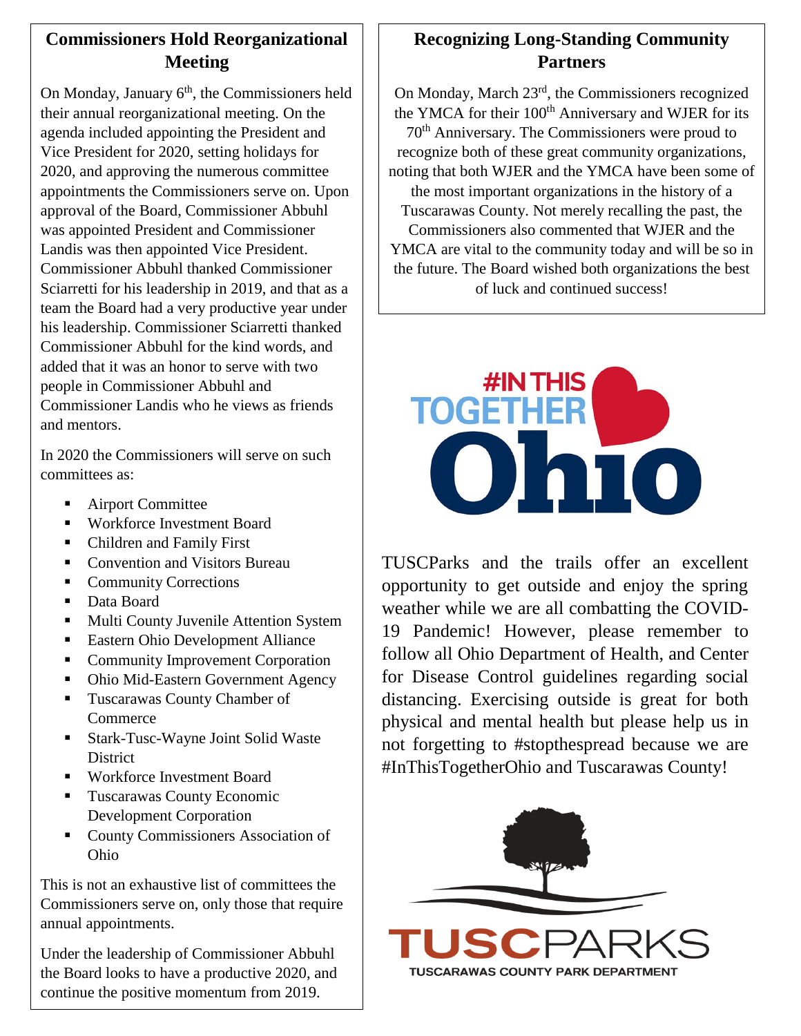## Commissioners Hold Reorganizational Meeting

On Monday, January 6th, the Commissioners held their annual reorganizational meeting. On the agenda included appointing the President and Vice President for 2020, setting holidays for 2020, and approving the numerous committee appointments the Commissioners serve on. Upon approval of the Board, Commissioner Abbuhl was appointed President and Commissioner Landis was then appointed Vice President. Commissioner Abbuhl thanked Commissioner Sciarretti for his leadership in 2019, and that as a team the Board had a very productive year under his leadership. Commissioner Sciarretti thanked Commissioner Abbuhl for the kind words, and added that it was an honor to serve with two people in Commissioner Abbuhl and Commissioner Landis who he views as friends and mentors.

In 2020 the Commissioners will serve on such committees as:

- Airport Committee
- Workforce Investment Board
- Children and Family First
- Convention and Visitors Bureau
- Community Corrections
- Data Board
- Multi County Juvenile Attention System
- Eastern Ohio Development Alliance
- Community Improvement Corporation
- Ohio Mid-Eastern Government Agency
- Tuscarawas County Chamber of Commerce
- Stark-Tusc-Wayne Joint Solid Waste District
- Workforce Investment Board
- Tuscarawas County Economic Development Corporation
- County Commissioners Association of Ohio

This is not an exhaustive list of committees the Commissioners serve on, only those that require annual appointments.

Under the leadership of Commissioner Abbuhl the Board looks to have a productive 2020, and continue the positive momentum from 2019.

## Recognizing Long-Standing Community Partners

On Monday, March 23rd, the Commissioners recognized the YMCA for their 100th Anniversary and WJER for its 70th Anniversary. The Commissioners were proud to recognize both of these great community organizations, noting that both WJER and the YMCA have been some of the most important organizations in the history of a Tuscarawas County. Not merely recalling the past, the Commissioners also commented that WJER and the YMCA are vital to the community today and will be so in the future. The Board wished both organizations the best of luck and continued success!

#IN THIS TOGETHER Ohio

TUSCParks and the trails offer an excellent opportunity to get outside and enjoy the spring weather while we are all combatting the COVID-19 Pandemic! However, please remember to follow all Ohio Department of Health, and Center for Disease Control guidelines regarding social distancing. Exercising outside is great for both physical and mental health but please help us in not forgetting to #stopthespread because we are #InThisTogetherOhio and Tuscarawas County!

TUSCPARKS
TUSCARAWAS COUNTY PARK DEPARTMENT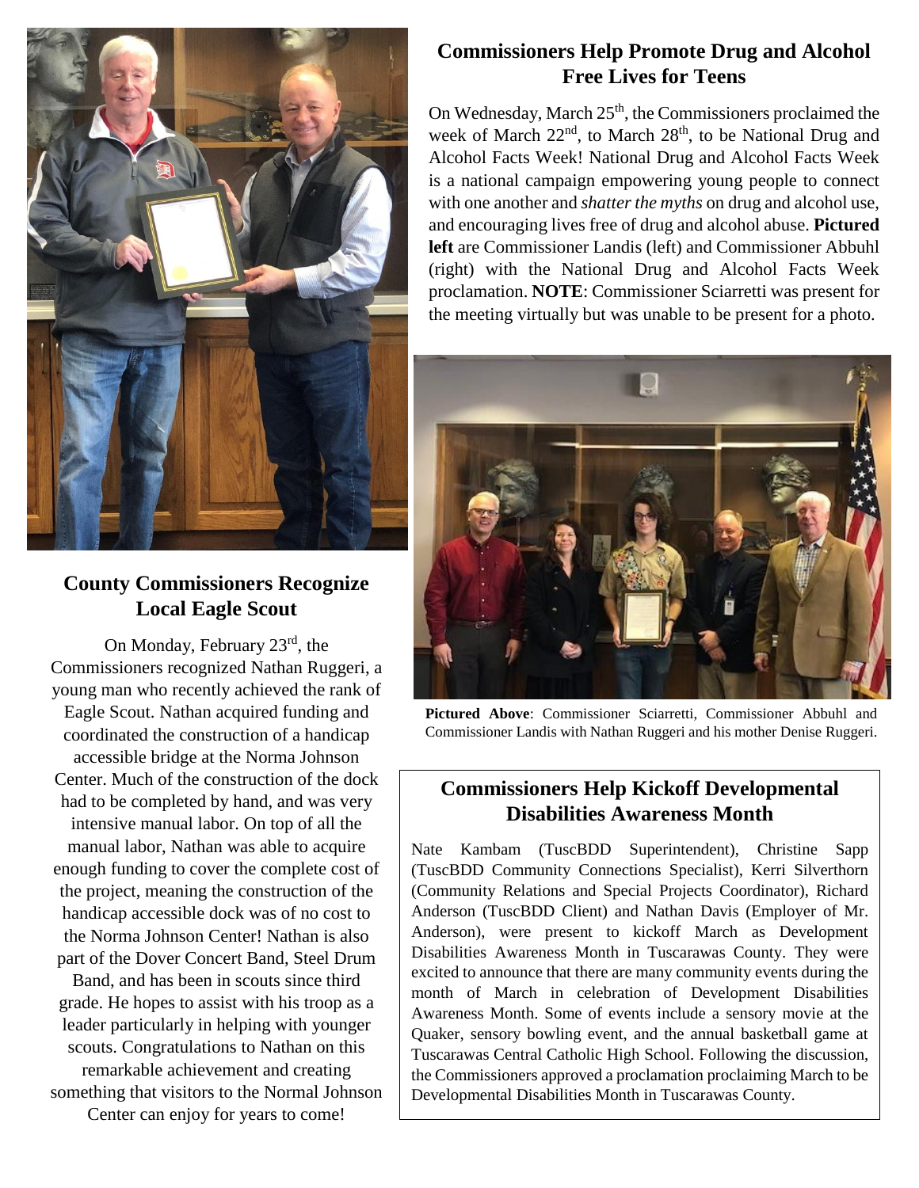## Commissioners Help Promote Drug and Alcohol Free Lives for Teens

On Wednesday, March 25th, the Commissioners proclaimed the week of March 22nd, to March 28th, to be National Drug and Alcohol Facts Week! National Drug and Alcohol Facts Week is a national campaign empowering young people to connect with one another and *shatter the myths* on drug and alcohol use, and encouraging lives free of drug and alcohol abuse. **Pictured left** are Commissioner Landis (left) and Commissioner Abbuhl (right) with the National Drug and Alcohol Facts Week proclamation. **NOTE**: Commissioner Sciarretti was present for the meeting virtually but was unable to be present for a photo.

## County Commissioners Recognize Local Eagle Scout

On Monday, February 23rd, the Commissioners recognized Nathan Ruggeri, a young man who recently achieved the rank of Eagle Scout. Nathan acquired funding and coordinated the construction of a handicap accessible bridge at the Norma Johnson Center. Much of the construction of the dock had to be completed by hand, and was very intensive manual labor. On top of all the manual labor, Nathan was able to acquire enough funding to cover the complete cost of the project, meaning the construction of the handicap accessible dock was of no cost to the Norma Johnson Center! Nathan is also part of the Dover Concert Band, Steel Drum Band, and has been in scouts since third grade. He hopes to assist with his troop as a leader particularly in helping with younger scouts. Congratulations to Nathan on this remarkable achievement and creating something that visitors to the Normal Johnson Center can enjoy for years to come!

**Pictured Above**: Commissioner Sciarretti, Commissioner Abbuhl and Commissioner Landis with Nathan Ruggeri and his mother Denise Ruggeri.

## Commissioners Help Kickoff Developmental Disabilities Awareness Month

Nate Kambam (TuscBDD Superintendent), Christine Sapp (TuscBDD Community Connections Specialist), Kerri Silverthorn (Community Relations and Special Projects Coordinator), Richard Anderson (TuscBDD Client) and Nathan Davis (Employer of Mr. Anderson), were present to kickoff March as Development Disabilities Awareness Month in Tuscarawas County. They were excited to announce that there are many community events during the month of March in celebration of Development Disabilities Awareness Month. Some of events include a sensory movie at the Quaker, sensory bowling event, and the annual basketball game at Tuscarawas Central Catholic High School. Following the discussion, the Commissioners approved a proclamation proclaiming March to be Developmental Disabilities Month in Tuscarawas County.